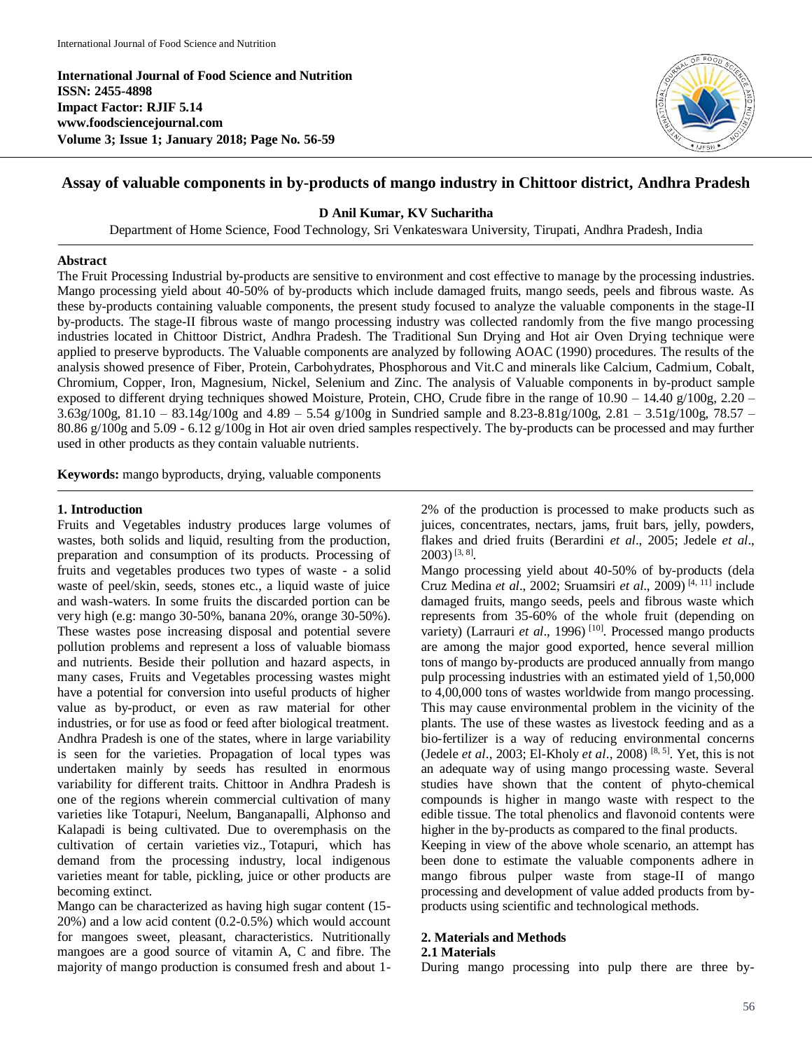International Journal of Food Science and Nutrition
ISSN: 2455-4898
Impact Factor: RJIF 5.14
www.foodsciencejournal.com
Volume 3; Issue 1; January 2018; Page No. 56-59

# Assay of valuable components in by-products of mango industry in Chittoor district, Andhra Pradesh

**D Anil Kumar, KV Sucharitha**

Department of Home Science, Food Technology, Sri Venkateswara University, Tirupati, Andhra Pradesh, India

## Abstract

The Fruit Processing Industrial by-products are sensitive to environment and cost effective to manage by the processing industries. Mango processing yield about 40-50% of by-products which include damaged fruits, mango seeds, peels and fibrous waste. As these by-products containing valuable components, the present study focused to analyze the valuable components in the stage-II by-products. The stage-II fibrous waste of mango processing industry was collected randomly from the five mango processing industries located in Chittoor District, Andhra Pradesh. The Traditional Sun Drying and Hot air Oven Drying technique were applied to preserve byproducts. The Valuable components are analyzed by following AOAC (1990) procedures. The results of the analysis showed presence of Fiber, Protein, Carbohydrates, Phosphorous and Vit.C and minerals like Calcium, Cadmium, Cobalt, Chromium, Copper, Iron, Magnesium, Nickel, Selenium and Zinc. The analysis of Valuable components in by-product sample exposed to different drying techniques showed Moisture, Protein, CHO, Crude fibre in the range of 10.90 – 14.40 g/100g, 2.20 – 3.63g/100g, 81.10 – 83.14g/100g and 4.89 – 5.54 g/100g in Sundried sample and 8.23-8.81g/100g, 2.81 – 3.51g/100g, 78.57 – 80.86 g/100g and 5.09 - 6.12 g/100g in Hot air oven dried samples respectively. The by-products can be processed and may further used in other products as they contain valuable nutrients.

**Keywords:** mango byproducts, drying, valuable components

## 1. Introduction

Fruits and Vegetables industry produces large volumes of wastes, both solids and liquid, resulting from the production, preparation and consumption of its products. Processing of fruits and vegetables produces two types of waste - a solid waste of peel/skin, seeds, stones etc., a liquid waste of juice and wash-waters. In some fruits the discarded portion can be very high (e.g: mango 30-50%, banana 20%, orange 30-50%). These wastes pose increasing disposal and potential severe pollution problems and represent a loss of valuable biomass and nutrients. Beside their pollution and hazard aspects, in many cases, Fruits and Vegetables processing wastes might have a potential for conversion into useful products of higher value as by-product, or even as raw material for other industries, or for use as food or feed after biological treatment.

Andhra Pradesh is one of the states, where in large variability is seen for the varieties. Propagation of local types was undertaken mainly by seeds has resulted in enormous variability for different traits. Chittoor in Andhra Pradesh is one of the regions wherein commercial cultivation of many varieties like Totapuri, Neelum, Banganapalli, Alphonso and Kalapadi is being cultivated. Due to overemphasis on the cultivation of certain varieties viz., Totapuri, which has demand from the processing industry, local indigenous varieties meant for table, pickling, juice or other products are becoming extinct.

Mango can be characterized as having high sugar content (15-20%) and a low acid content (0.2-0.5%) which would account for mangoes sweet, pleasant, characteristics. Nutritionally mangoes are a good source of vitamin A, C and fibre. The majority of mango production is consumed fresh and about 1-2% of the production is processed to make products such as juices, concentrates, nectars, jams, fruit bars, jelly, powders, flakes and dried fruits (Berardini *et al*., 2005; Jedele *et al*., 2003) [3, 8].

Mango processing yield about 40-50% of by-products (dela Cruz Medina *et al*., 2002; Sruamsiri *et al*., 2009) [4, 11] include damaged fruits, mango seeds, peels and fibrous waste which represents from 35-60% of the whole fruit (depending on variety) (Larrauri *et al*., 1996) [10]. Processed mango products are among the major good exported, hence several million tons of mango by-products are produced annually from mango pulp processing industries with an estimated yield of 1,50,000 to 4,00,000 tons of wastes worldwide from mango processing. This may cause environmental problem in the vicinity of the plants. The use of these wastes as livestock feeding and as a bio-fertilizer is a way of reducing environmental concerns (Jedele *et al*., 2003; El-Kholy *et al*., 2008) [8, 5]. Yet, this is not an adequate way of using mango processing waste. Several studies have shown that the content of phyto-chemical compounds is higher in mango waste with respect to the edible tissue. The total phenolics and flavonoid contents were higher in the by-products as compared to the final products.

Keeping in view of the above whole scenario, an attempt has been done to estimate the valuable components adhere in mango fibrous pulper waste from stage-II of mango processing and development of value added products from by-products using scientific and technological methods.

## 2. Materials and Methods

### 2.1 Materials

During mango processing into pulp there are three by-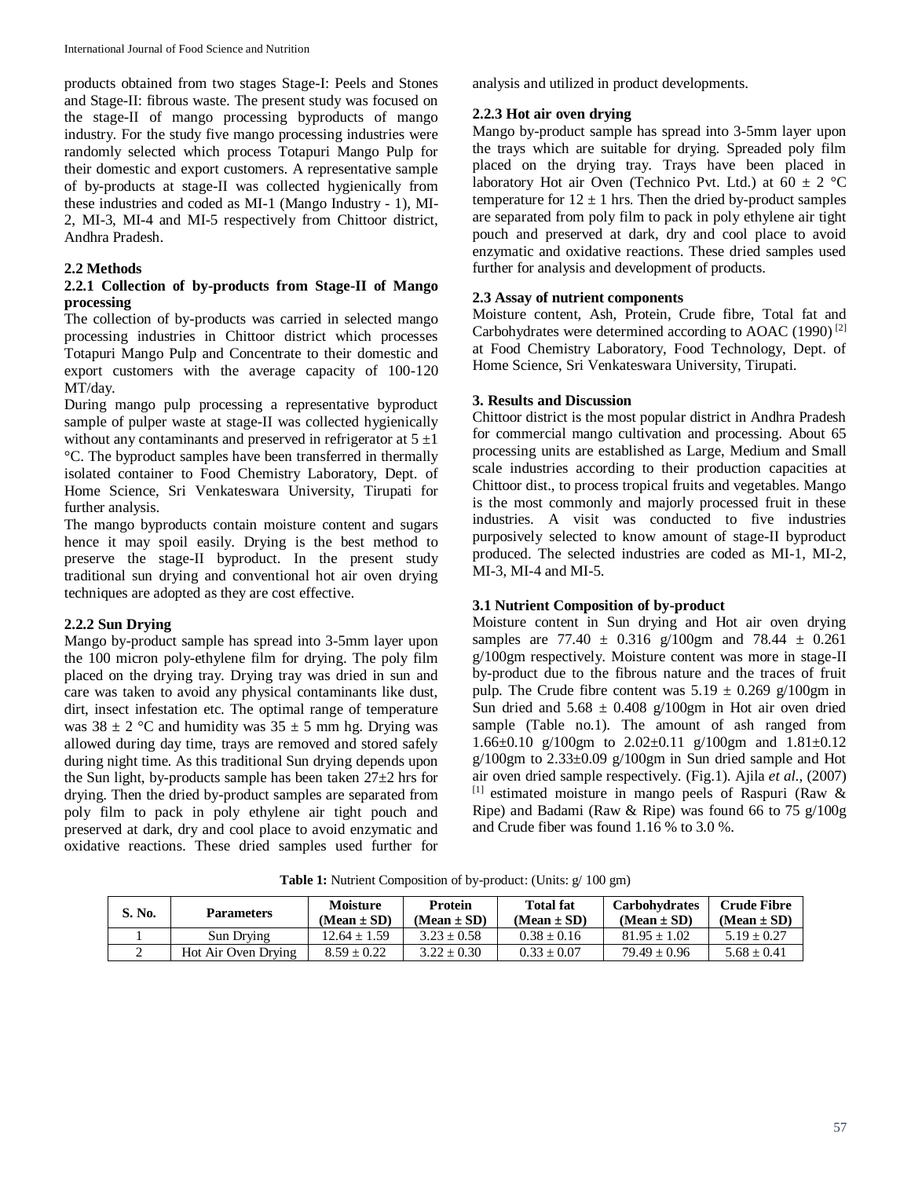products obtained from two stages Stage-I: Peels and Stones and Stage-II: fibrous waste. The present study was focused on the stage-II of mango processing byproducts of mango industry. For the study five mango processing industries were randomly selected which process Totapuri Mango Pulp for their domestic and export customers. A representative sample of by-products at stage-II was collected hygienically from these industries and coded as MI-1 (Mango Industry - 1), MI-2, MI-3, MI-4 and MI-5 respectively from Chittoor district, Andhra Pradesh.

### 2.2 Methods

#### 2.2.1 Collection of by-products from Stage-II of Mango processing

The collection of by-products was carried in selected mango processing industries in Chittoor district which processes Totapuri Mango Pulp and Concentrate to their domestic and export customers with the average capacity of 100-120 MT/day.

During mango pulp processing a representative byproduct sample of pulper waste at stage-II was collected hygienically without any contaminants and preserved in refrigerator at 5 ±1 °C. The byproduct samples have been transferred in thermally isolated container to Food Chemistry Laboratory, Dept. of Home Science, Sri Venkateswara University, Tirupati for further analysis.

The mango byproducts contain moisture content and sugars hence it may spoil easily. Drying is the best method to preserve the stage-II byproduct. In the present study traditional sun drying and conventional hot air oven drying techniques are adopted as they are cost effective.

#### 2.2.2 Sun Drying

Mango by-product sample has spread into 3-5mm layer upon the 100 micron poly-ethylene film for drying. The poly film placed on the drying tray. Drying tray was dried in sun and care was taken to avoid any physical contaminants like dust, dirt, insect infestation etc. The optimal range of temperature was 38 ± 2 °C and humidity was 35 ± 5 mm hg. Drying was allowed during day time, trays are removed and stored safely during night time. As this traditional Sun drying depends upon the Sun light, by-products sample has been taken 27±2 hrs for drying. Then the dried by-product samples are separated from poly film to pack in poly ethylene air tight pouch and preserved at dark, dry and cool place to avoid enzymatic and oxidative reactions. These dried samples used further for analysis and utilized in product developments.

#### 2.2.3 Hot air oven drying

Mango by-product sample has spread into 3-5mm layer upon the trays which are suitable for drying. Spreaded poly film placed on the drying tray. Trays have been placed in laboratory Hot air Oven (Technico Pvt. Ltd.) at 60 ± 2 °C temperature for 12 ± 1 hrs. Then the dried by-product samples are separated from poly film to pack in poly ethylene air tight pouch and preserved at dark, dry and cool place to avoid enzymatic and oxidative reactions. These dried samples used further for analysis and development of products.

### 2.3 Assay of nutrient components

Moisture content, Ash, Protein, Crude fibre, Total fat and Carbohydrates were determined according to AOAC (1990) [2] at Food Chemistry Laboratory, Food Technology, Dept. of Home Science, Sri Venkateswara University, Tirupati.

## 3. Results and Discussion

Chittoor district is the most popular district in Andhra Pradesh for commercial mango cultivation and processing. About 65 processing units are established as Large, Medium and Small scale industries according to their production capacities at Chittoor dist., to process tropical fruits and vegetables. Mango is the most commonly and majorly processed fruit in these industries. A visit was conducted to five industries purposively selected to know amount of stage-II byproduct produced. The selected industries are coded as MI-1, MI-2, MI-3, MI-4 and MI-5.

### 3.1 Nutrient Composition of by-product

Moisture content in Sun drying and Hot air oven drying samples are 77.40 ± 0.316 g/100gm and 78.44 ± 0.261 g/100gm respectively. Moisture content was more in stage-II by-product due to the fibrous nature and the traces of fruit pulp. The Crude fibre content was 5.19 ± 0.269 g/100gm in Sun dried and 5.68 ± 0.408 g/100gm in Hot air oven dried sample (Table no.1). The amount of ash ranged from 1.66±0.10 g/100gm to 2.02±0.11 g/100gm and 1.81±0.12 g/100gm to 2.33±0.09 g/100gm in Sun dried sample and Hot air oven dried sample respectively. (Fig.1). Ajila *et al*., (2007) [1] estimated moisture in mango peels of Raspuri (Raw & Ripe) and Badami (Raw & Ripe) was found 66 to 75 g/100g and Crude fiber was found 1.16 % to 3.0 %.

**Table 1:** Nutrient Composition of by-product: (Units: g/ 100 gm)

| S. No. | Parameters | Moisture (Mean ± SD) | Protein (Mean ± SD) | Total fat (Mean ± SD) | Carbohydrates (Mean ± SD) | Crude Fibre (Mean ± SD) |
|---|---|---|---|---|---|---|
| 1 | Sun Drying | 12.64 ± 1.59 | 3.23 ± 0.58 | 0.38 ± 0.16 | 81.95 ± 1.02 | 5.19 ± 0.27 |
| 2 | Hot Air Oven Drying | 8.59 ± 0.22 | 3.22 ± 0.30 | 0.33 ± 0.07 | 79.49 ± 0.96 | 5.68 ± 0.41 |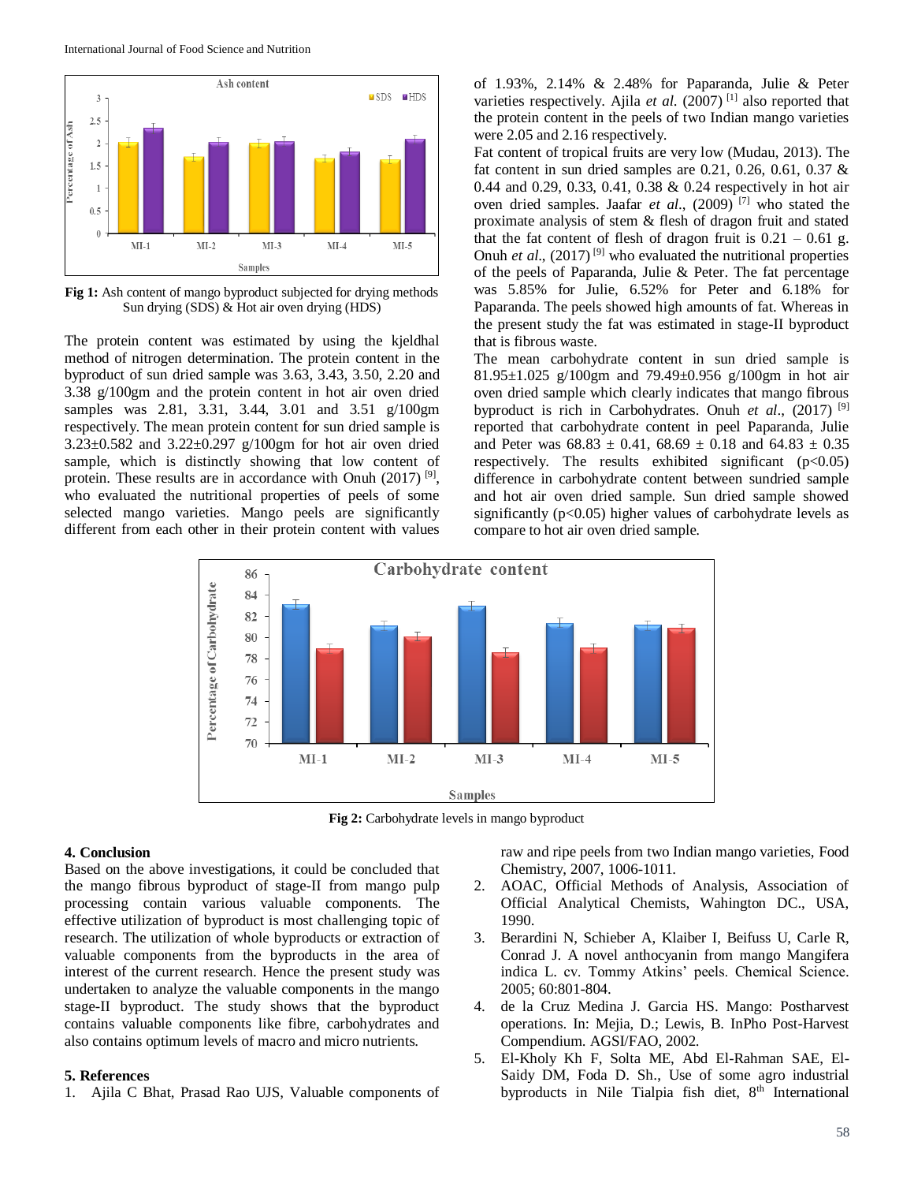Fig 1: Ash content of mango byproduct subjected for drying methods Sun drying (SDS) & Hot air oven drying (HDS)

The protein content was estimated by using the kjeldhal method of nitrogen determination. The protein content in the byproduct of sun dried sample was 3.63, 3.43, 3.50, 2.20 and 3.38 g/100gm and the protein content in hot air oven dried samples was 2.81, 3.31, 3.44, 3.01 and 3.51 g/100gm respectively. The mean protein content for sun dried sample is 3.23±0.582 and 3.22±0.297 g/100gm for hot air oven dried sample, which is distinctly showing that low content of protein. These results are in accordance with Onuh (2017) [9], who evaluated the nutritional properties of peels of some selected mango varieties. Mango peels are significantly different from each other in their protein content with values of 1.93%, 2.14% & 2.48% for Paparanda, Julie & Peter varieties respectively. Ajila *et al.* (2007) [1] also reported that the protein content in the peels of two Indian mango varieties were 2.05 and 2.16 respectively.

Fat content of tropical fruits are very low (Mudau, 2013). The fat content in sun dried samples are 0.21, 0.26, 0.61, 0.37 & 0.44 and 0.29, 0.33, 0.41, 0.38 & 0.24 respectively in hot air oven dried samples. Jaafar *et al*., (2009) [7] who stated the proximate analysis of stem & flesh of dragon fruit and stated that the fat content of flesh of dragon fruit is 0.21 – 0.61 g. Onuh *et al*., (2017) [9] who evaluated the nutritional properties of the peels of Paparanda, Julie & Peter. The fat percentage was 5.85% for Julie, 6.52% for Peter and 6.18% for Paparanda. The peels showed high amounts of fat. Whereas in the present study the fat was estimated in stage-II byproduct that is fibrous waste.

The mean carbohydrate content in sun dried sample is 81.95±1.025 g/100gm and 79.49±0.956 g/100gm in hot air oven dried sample which clearly indicates that mango fibrous byproduct is rich in Carbohydrates. Onuh *et al*., (2017) [9] reported that carbohydrate content in peel Paparanda, Julie and Peter was 68.83 ± 0.41, 68.69 ± 0.18 and 64.83 ± 0.35 respectively. The results exhibited significant ($p<0.05$) difference in carbohydrate content between sundried sample and hot air oven dried sample. Sun dried sample showed significantly ($p<0.05$) higher values of carbohydrate levels as compare to hot air oven dried sample.

Fig 2: Carbohydrate levels in mango byproduct

## 4. Conclusion

Based on the above investigations, it could be concluded that the mango fibrous byproduct of stage-II from mango pulp processing contain various valuable components. The effective utilization of byproduct is most challenging topic of research. The utilization of whole byproducts or extraction of valuable components from the byproducts in the area of interest of the current research. Hence the present study was undertaken to analyze the valuable components in the mango stage-II byproduct. The study shows that the byproduct contains valuable components like fibre, carbohydrates and also contains optimum levels of macro and micro nutrients.

## 5. References

1. Ajila C Bhat, Prasad Rao UJS, Valuable components of raw and ripe peels from two Indian mango varieties, Food Chemistry, 2007, 1006-1011.
2. AOAC, Official Methods of Analysis, Association of Official Analytical Chemists, Wahington DC., USA, 1990.
3. Berardini N, Schieber A, Klaiber I, Beifuss U, Carle R, Conrad J. A novel anthocyanin from mango Mangifera indica L. cv. Tommy Atkins' peels. Chemical Science. 2005; 60:801-804.
4. de la Cruz Medina J. Garcia HS. Mango: Postharvest operations. In: Mejia, D.; Lewis, B. InPho Post-Harvest Compendium. AGSI/FAO, 2002.
5. El-Kholy Kh F, Solta ME, Abd El-Rahman SAE, El-Saidy DM, Foda D. Sh., Use of some agro industrial byproducts in Nile Tialpia fish diet, 8th International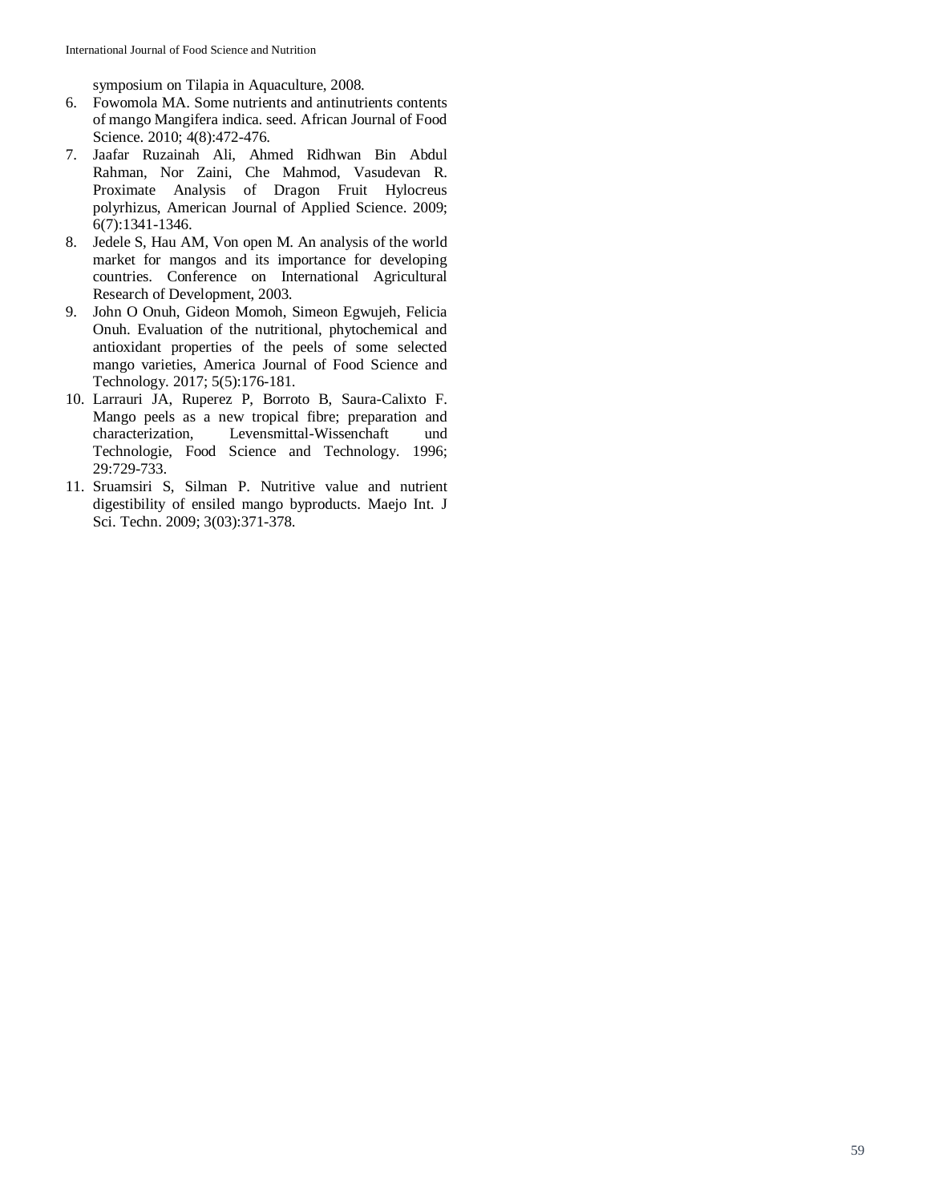symposium on Tilapia in Aquaculture, 2008.

6. Fowomola MA. Some nutrients and antinutrients contents of mango Mangifera indica. seed. African Journal of Food Science. 2010; 4(8):472-476.
7. Jaafar Ruzainah Ali, Ahmed Ridhwan Bin Abdul Rahman, Nor Zaini, Che Mahmod, Vasudevan R. Proximate Analysis of Dragon Fruit Hylocreus polyrhizus, American Journal of Applied Science. 2009; 6(7):1341-1346.
8. Jedele S, Hau AM, Von open M. An analysis of the world market for mangos and its importance for developing countries. Conference on International Agricultural Research of Development, 2003.
9. John O Onuh, Gideon Momoh, Simeon Egwujeh, Felicia Onuh. Evaluation of the nutritional, phytochemical and antioxidant properties of the peels of some selected mango varieties, America Journal of Food Science and Technology. 2017; 5(5):176-181.
10. Larrauri JA, Ruperez P, Borroto B, Saura-Calixto F. Mango peels as a new tropical fibre; preparation and characterization, Levensmittal-Wissenchaft und Technologie, Food Science and Technology. 1996; 29:729-733.
11. Sruamsiri S, Silman P. Nutritive value and nutrient digestibility of ensiled mango byproducts. Maejo Int. J Sci. Techn. 2009; 3(03):371-378.